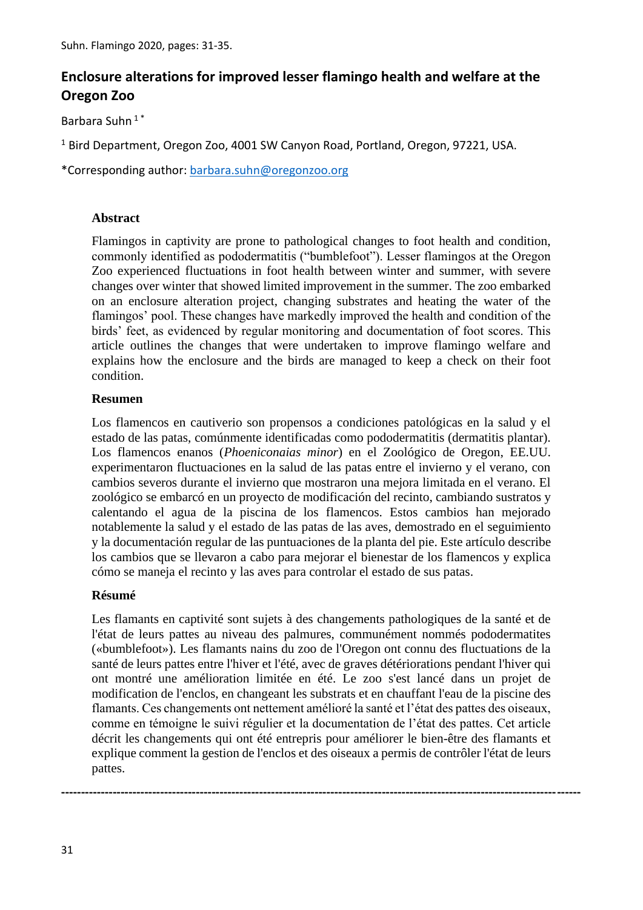# Enclosure alterations for improved lesser flamingo health and welfare at the Oregon Zoo

Barbara Suhn [1*]

[1] Bird Department, Oregon Zoo, 4001 SW Canyon Road, Portland, Oregon, 97221, USA.

*Corresponding author: barbara.suhn@oregonzoo.org

### Abstract

Flamingos in captivity are prone to pathological changes to foot health and condition, commonly identified as pododermatitis ("bumblefoot"). Lesser flamingos at the Oregon Zoo experienced fluctuations in foot health between winter and summer, with severe changes over winter that showed limited improvement in the summer. The zoo embarked on an enclosure alteration project, changing substrates and heating the water of the flamingos' pool. These changes have markedly improved the health and condition of the birds' feet, as evidenced by regular monitoring and documentation of foot scores. This article outlines the changes that were undertaken to improve flamingo welfare and explains how the enclosure and the birds are managed to keep a check on their foot condition.

### Resumen

Los flamencos en cautiverio son propensos a condiciones patológicas en la salud y el estado de las patas, comúnmente identificadas como pododermatitis (dermatitis plantar). Los flamencos enanos (*Phoeniconaias minor*) en el Zoológico de Oregon, EE.UU. experimentaron fluctuaciones en la salud de las patas entre el invierno y el verano, con cambios severos durante el invierno que mostraron una mejora limitada en el verano. El zoológico se embarcó en un proyecto de modificación del recinto, cambiando sustratos y calentando el agua de la piscina de los flamencos. Estos cambios han mejorado notablemente la salud y el estado de las patas de las aves, demostrado en el seguimiento y la documentación regular de las puntuaciones de la planta del pie. Este artículo describe los cambios que se llevaron a cabo para mejorar el bienestar de los flamencos y explica cómo se maneja el recinto y las aves para controlar el estado de sus patas.

### Résumé

Les flamants en captivité sont sujets à des changements pathologiques de la santé et de l'état de leurs pattes au niveau des palmures, communément nommés pododermatites («bumblefoot»). Les flamants nains du zoo de l'Oregon ont connu des fluctuations de la santé de leurs pattes entre l'hiver et l'été, avec de graves détériorations pendant l'hiver qui ont montré une amélioration limitée en été. Le zoo s'est lancé dans un projet de modification de l'enclos, en changeant les substrats et en chauffant l'eau de la piscine des flamants. Ces changements ont nettement amélioré la santé et l'état des pattes des oiseaux, comme en témoigne le suivi régulier et la documentation de l'état des pattes. Cet article décrit les changements qui ont été entrepris pour améliorer le bien-être des flamants et explique comment la gestion de l'enclos et des oiseaux a permis de contrôler l'état de leurs pattes.

---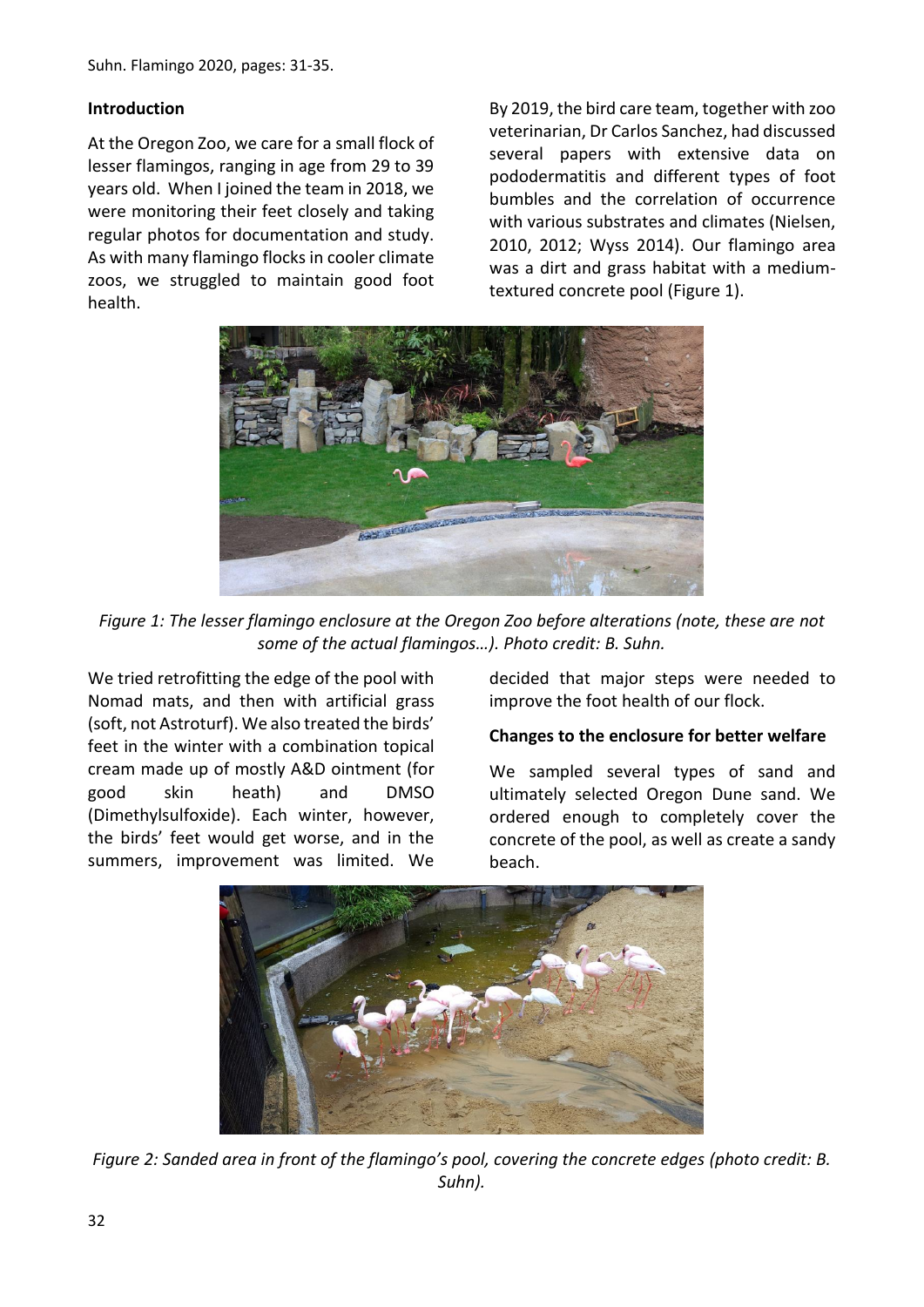## Introduction

At the Oregon Zoo, we care for a small flock of lesser flamingos, ranging in age from 29 to 39 years old. When I joined the team in 2018, we were monitoring their feet closely and taking regular photos for documentation and study. As with many flamingo flocks in cooler climate zoos, we struggled to maintain good foot health.

By 2019, the bird care team, together with zoo veterinarian, Dr Carlos Sanchez, had discussed several papers with extensive data on pododermatitis and different types of foot bumbles and the correlation of occurrence with various substrates and climates (Nielsen, 2010, 2012; Wyss 2014). Our flamingo area was a dirt and grass habitat with a medium-textured concrete pool (Figure 1).

*Figure 1: The lesser flamingo enclosure at the Oregon Zoo before alterations (note, these are not some of the actual flamingos…). Photo credit: B. Suhn.*

We tried retrofitting the edge of the pool with Nomad mats, and then with artificial grass (soft, not Astroturf). We also treated the birds' feet in the winter with a combination topical cream made up of mostly A&D ointment (for good skin heath) and DMSO (Dimethylsulfoxide). Each winter, however, the birds' feet would get worse, and in the summers, improvement was limited. We decided that major steps were needed to improve the foot health of our flock.

## Changes to the enclosure for better welfare

We sampled several types of sand and ultimately selected Oregon Dune sand. We ordered enough to completely cover the concrete of the pool, as well as create a sandy beach.

*Figure 2: Sanded area in front of the flamingo's pool, covering the concrete edges (photo credit: B. Suhn).*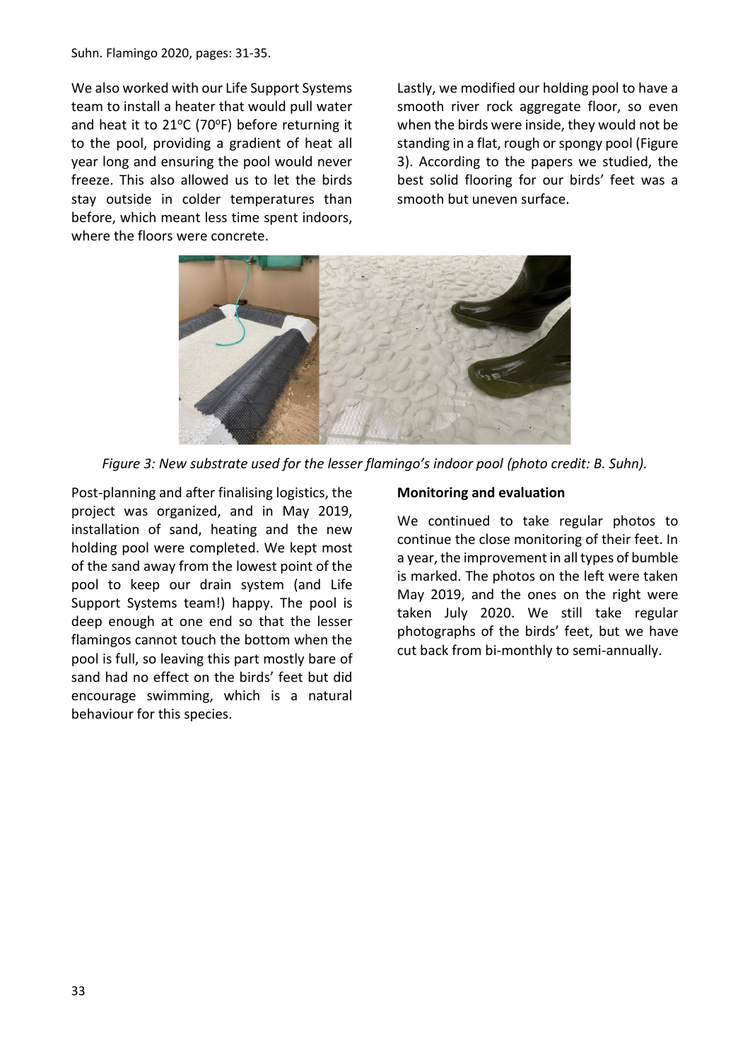We also worked with our Life Support Systems team to install a heater that would pull water and heat it to 21°C (70°F) before returning it to the pool, providing a gradient of heat all year long and ensuring the pool would never freeze. This also allowed us to let the birds stay outside in colder temperatures than before, which meant less time spent indoors, where the floors were concrete.

Lastly, we modified our holding pool to have a smooth river rock aggregate floor, so even when the birds were inside, they would not be standing in a flat, rough or spongy pool (Figure 3). According to the papers we studied, the best solid flooring for our birds' feet was a smooth but uneven surface.

*Figure 3: New substrate used for the lesser flamingo's indoor pool (photo credit: B. Suhn).*

Post-planning and after finalising logistics, the project was organized, and in May 2019, installation of sand, heating and the new holding pool were completed. We kept most of the sand away from the lowest point of the pool to keep our drain system (and Life Support Systems team!) happy. The pool is deep enough at one end so that the lesser flamingos cannot touch the bottom when the pool is full, so leaving this part mostly bare of sand had no effect on the birds' feet but did encourage swimming, which is a natural behaviour for this species.

**Monitoring and evaluation**

We continued to take regular photos to continue the close monitoring of their feet. In a year, the improvement in all types of bumble is marked. The photos on the left were taken May 2019, and the ones on the right were taken July 2020. We still take regular photographs of the birds' feet, but we have cut back from bi-monthly to semi-annually.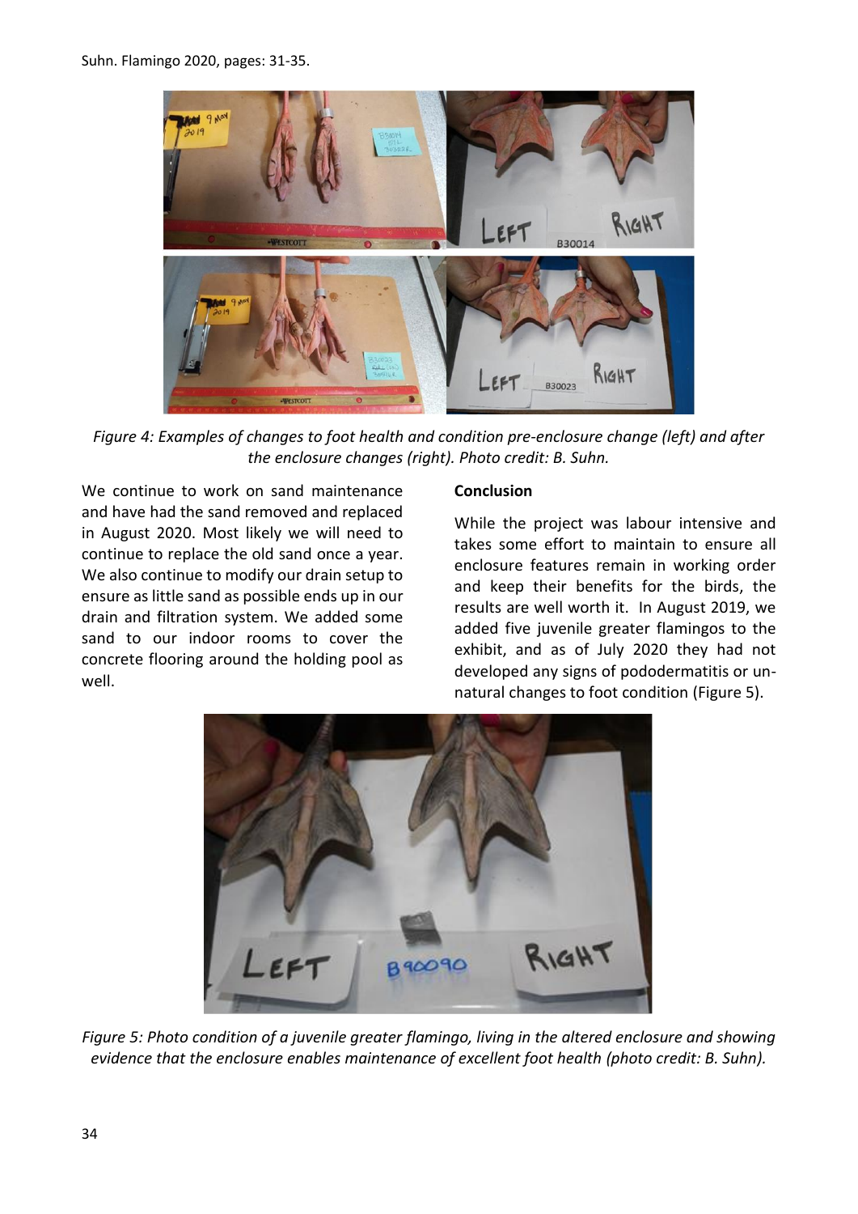*Figure 4: Examples of changes to foot health and condition pre-enclosure change (left) and after the enclosure changes (right). Photo credit: B. Suhn.*

We continue to work on sand maintenance and have had the sand removed and replaced in August 2020. Most likely we will need to continue to replace the old sand once a year. We also continue to modify our drain setup to ensure as little sand as possible ends up in our drain and filtration system. We added some sand to our indoor rooms to cover the concrete flooring around the holding pool as well.

## Conclusion

While the project was labour intensive and takes some effort to maintain to ensure all enclosure features remain in working order and keep their benefits for the birds, the results are well worth it. In August 2019, we added five juvenile greater flamingos to the exhibit, and as of July 2020 they had not developed any signs of pododermatitis or unnatural changes to foot condition (Figure 5).

*Figure 5: Photo condition of a juvenile greater flamingo, living in the altered enclosure and showing evidence that the enclosure enables maintenance of excellent foot health (photo credit: B. Suhn).*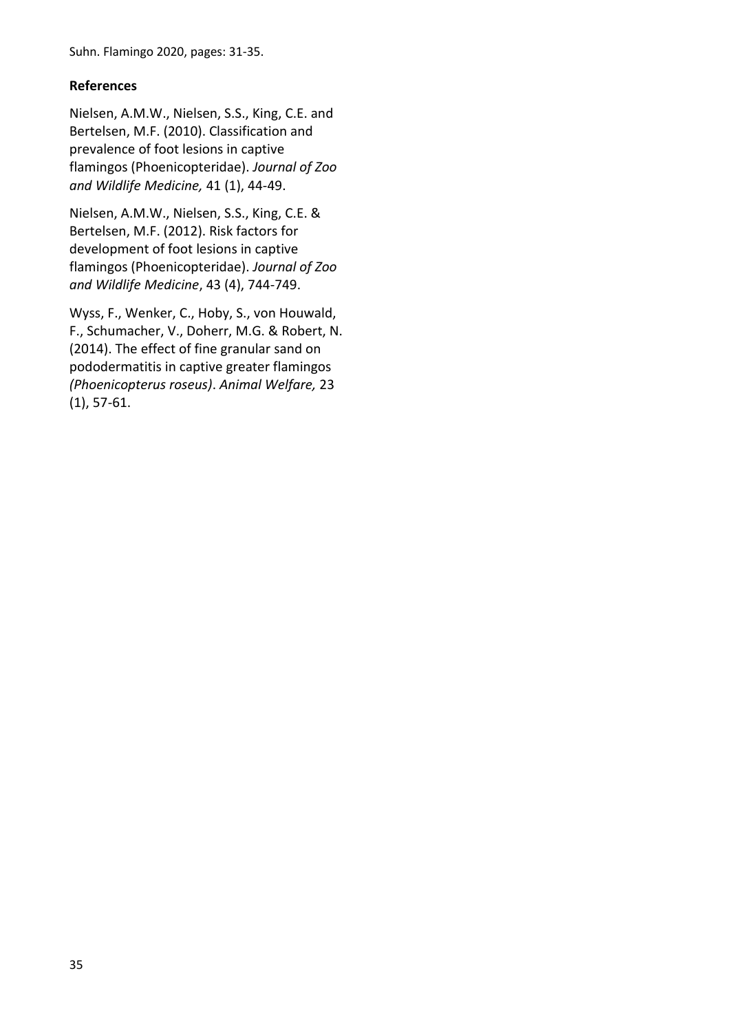## References

Nielsen, A.M.W., Nielsen, S.S., King, C.E. and Bertelsen, M.F. (2010). Classification and prevalence of foot lesions in captive flamingos (Phoenicopteridae). *Journal of Zoo and Wildlife Medicine,* 41 (1), 44-49.

Nielsen, A.M.W., Nielsen, S.S., King, C.E. & Bertelsen, M.F. (2012). Risk factors for development of foot lesions in captive flamingos (Phoenicopteridae). *Journal of Zoo and Wildlife Medicine*, 43 (4), 744-749.

Wyss, F., Wenker, C., Hoby, S., von Houwald, F., Schumacher, V., Doherr, M.G. & Robert, N. (2014). The effect of fine granular sand on pododermatitis in captive greater flamingos *(Phoenicopterus roseus)*. *Animal Welfare,* 23 (1), 57-61.